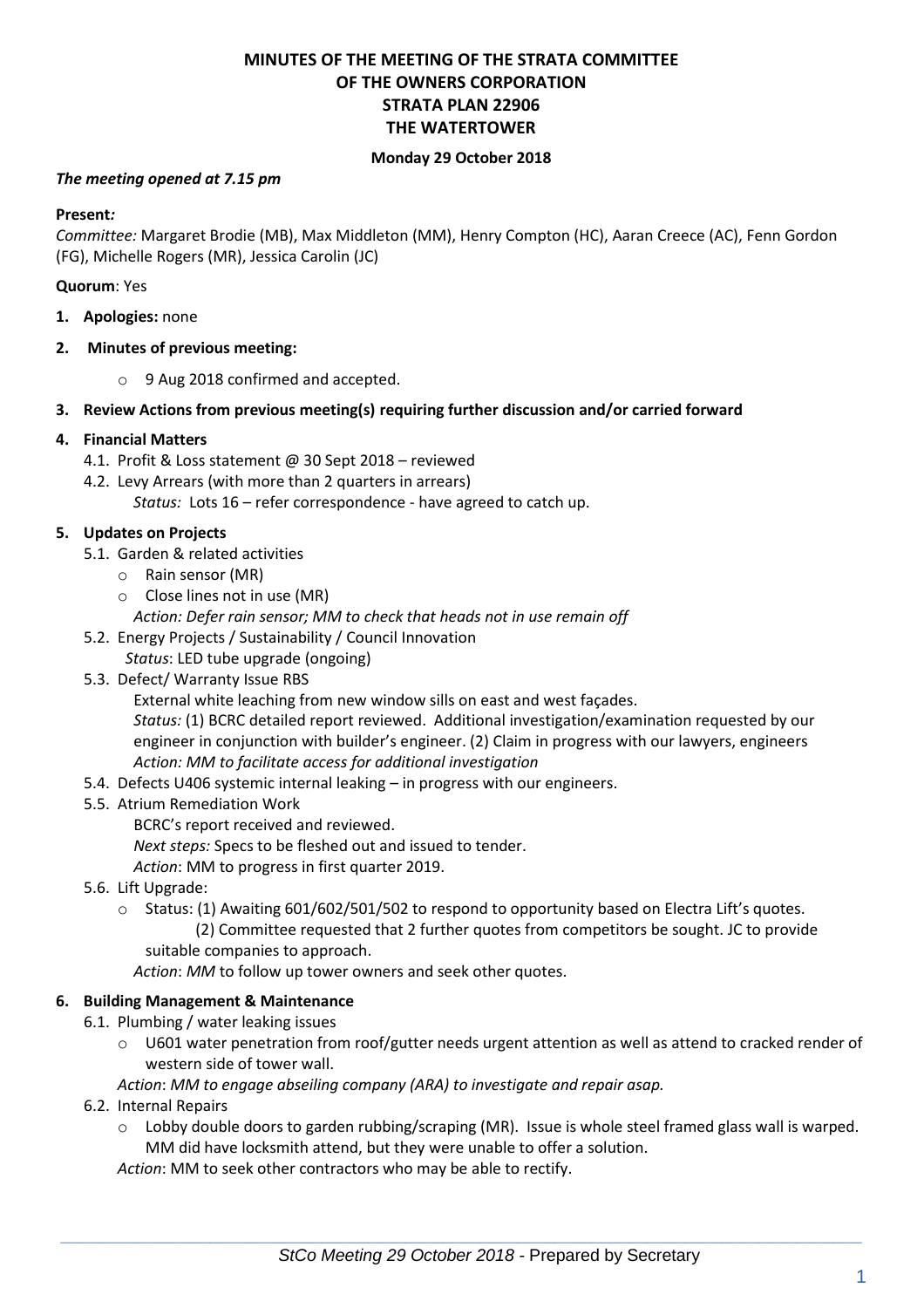# MINUTES OF THE MEETING OF THE STRATA COMMITTEE OF THE OWNERS CORPORATION STRATA PLAN 22906 THE WATERTOWER

**Monday 29 October 2018**

***The meeting opened at 7.15 pm***

**Present*:***
*Committee:* Margaret Brodie (MB), Max Middleton (MM), Henry Compton (HC), Aaran Creece (AC), Fenn Gordon (FG), Michelle Rogers (MR), Jessica Carolin (JC)

**Quorum**: Yes

1. **Apologies:** none
2. **Minutes of previous meeting:**
   - 9 Aug 2018 confirmed and accepted.
3. **Review Actions from previous meeting(s) requiring further discussion and/or carried forward**
4. **Financial Matters**
   - 4.1. Profit & Loss statement @ 30 Sept 2018 – reviewed
   - 4.2. Levy Arrears (with more than 2 quarters in arrears)
     *Status:* Lots 16 – refer correspondence - have agreed to catch up.
5. **Updates on Projects**
   - 5.1. Garden & related activities
     - Rain sensor (MR)
     - Close lines not in use (MR)

     *Action: Defer rain sensor; MM to check that heads not in use remain off*
   - 5.2. Energy Projects / Sustainability / Council Innovation
     *Status*: LED tube upgrade (ongoing)
   - 5.3. Defect/ Warranty Issue RBS
     External white leaching from new window sills on east and west façades.
     *Status:* (1) BCRC detailed report reviewed. Additional investigation/examination requested by our engineer in conjunction with builder's engineer. (2) Claim in progress with our lawyers, engineers
     *Action: MM to facilitate access for additional investigation*
   - 5.4. Defects U406 systemic internal leaking – in progress with our engineers.
   - 5.5. Atrium Remediation Work
     BCRC's report received and reviewed.
     *Next steps:* Specs to be fleshed out and issued to tender.
     *Action*: MM to progress in first quarter 2019.
   - 5.6. Lift Upgrade:
     - Status: (1) Awaiting 601/602/501/502 to respond to opportunity based on Electra Lift's quotes.
       (2) Committee requested that 2 further quotes from competitors be sought. JC to provide suitable companies to approach.

     *Action*: *MM* to follow up tower owners and seek other quotes.
6. **Building Management & Maintenance**
   - 6.1. Plumbing / water leaking issues
     - U601 water penetration from roof/gutter needs urgent attention as well as attend to cracked render of western side of tower wall.

     *Action*: *MM to engage abseiling company (ARA) to investigate and repair asap.*
   - 6.2. Internal Repairs
     - Lobby double doors to garden rubbing/scraping (MR). Issue is whole steel framed glass wall is warped. MM did have locksmith attend, but they were unable to offer a solution.

     *Action*: MM to seek other contractors who may be able to rectify.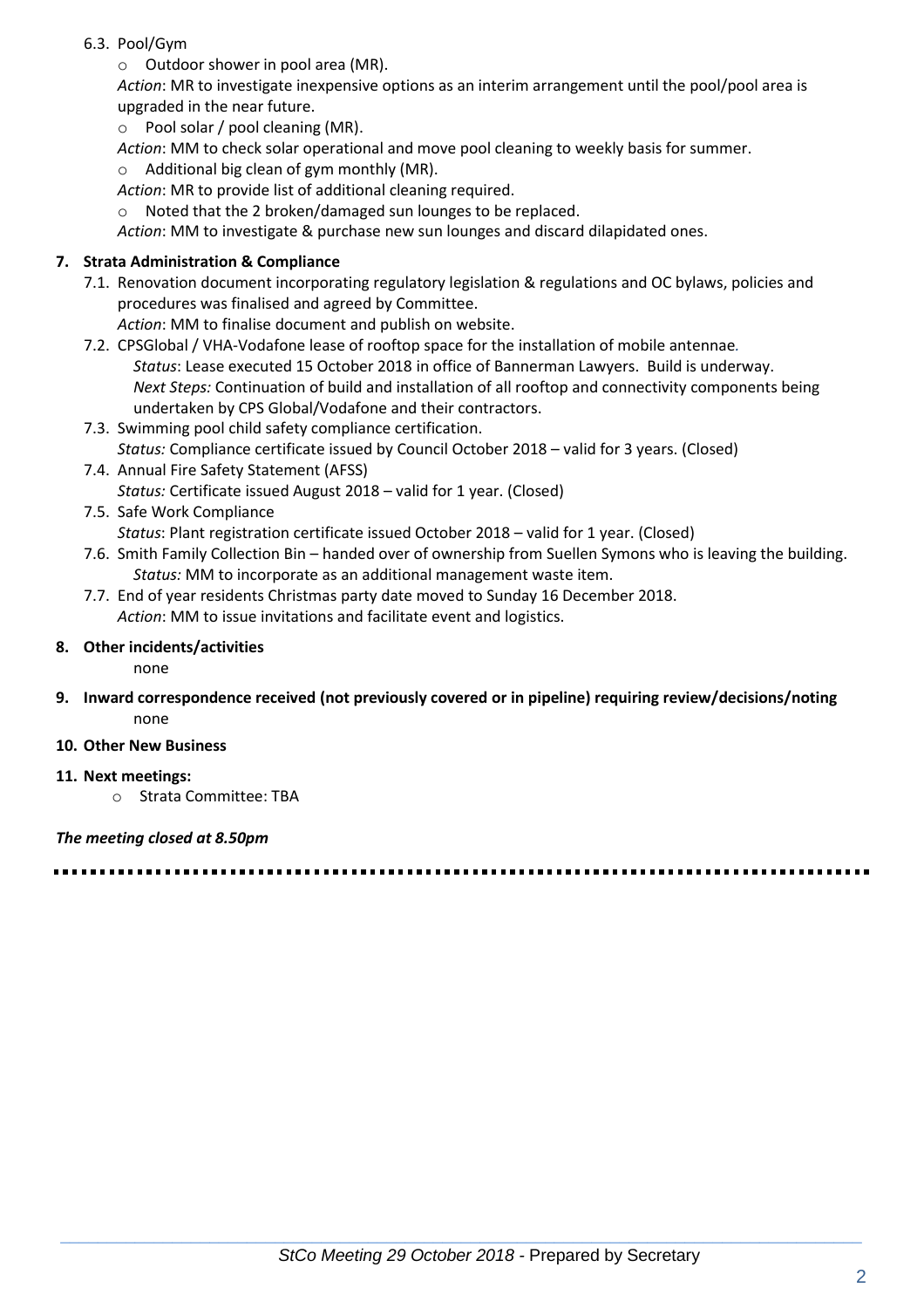6.3. Pool/Gym

- Outdoor shower in pool area (MR).

*Action*: MR to investigate inexpensive options as an interim arrangement until the pool/pool area is upgraded in the near future.

- Pool solar / pool cleaning (MR).

*Action*: MM to check solar operational and move pool cleaning to weekly basis for summer.

- Additional big clean of gym monthly (MR).

*Action*: MR to provide list of additional cleaning required.

- Noted that the 2 broken/damaged sun lounges to be replaced.

*Action*: MM to investigate & purchase new sun lounges and discard dilapidated ones.

**7. Strata Administration & Compliance**

7.1. Renovation document incorporating regulatory legislation & regulations and OC bylaws, policies and procedures was finalised and agreed by Committee.
*Action*: MM to finalise document and publish on website.

7.2. CPSGlobal / VHA-Vodafone lease of rooftop space for the installation of mobile antennae.
*Status*: Lease executed 15 October 2018 in office of Bannerman Lawyers. Build is underway.
*Next Steps:* Continuation of build and installation of all rooftop and connectivity components being undertaken by CPS Global/Vodafone and their contractors.

7.3. Swimming pool child safety compliance certification.
*Status:* Compliance certificate issued by Council October 2018 – valid for 3 years. (Closed)

7.4. Annual Fire Safety Statement (AFSS)
*Status:* Certificate issued August 2018 – valid for 1 year. (Closed)

7.5. Safe Work Compliance
*Status*: Plant registration certificate issued October 2018 – valid for 1 year. (Closed)

7.6. Smith Family Collection Bin – handed over of ownership from Suellen Symons who is leaving the building.
*Status:* MM to incorporate as an additional management waste item.

7.7. End of year residents Christmas party date moved to Sunday 16 December 2018.
*Action*: MM to issue invitations and facilitate event and logistics.

**8. Other incidents/activities**

none

**9. Inward correspondence received (not previously covered or in pipeline) requiring review/decisions/noting**

none

**10. Other New Business**

**11. Next meetings:**

- Strata Committee: TBA

***The meeting closed at 8.50pm***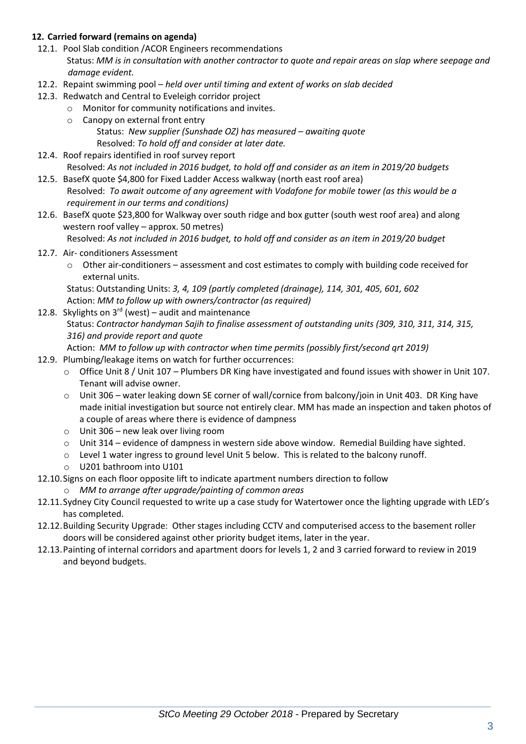**12. Carried forward (remains on agenda)**

12.1. Pool Slab condition /ACOR Engineers recommendations
Status: *MM is in consultation with another contractor to quote and repair areas on slap where seepage and damage evident.*

12.2. Repaint swimming pool – *held over until timing and extent of works on slab decided*

12.3. Redwatch and Central to Eveleigh corridor project
- Monitor for community notifications and invites.
- Canopy on external front entry
  Status: *New supplier (Sunshade OZ) has measured – awaiting quote*
  Resolved: *To hold off and consider at later date.*

12.4. Roof repairs identified in roof survey report
Resolved: *As not included in 2016 budget, to hold off and consider as an item in 2019/20 budgets*

12.5. BasefX quote $4,800 for Fixed Ladder Access walkway (north east roof area)
Resolved: *To await outcome of any agreement with Vodafone for mobile tower (as this would be a requirement in our terms and conditions)*

12.6. BasefX quote $23,800 for Walkway over south ridge and box gutter (south west roof area) and along western roof valley – approx. 50 metres)
Resolved: *As not included in 2016 budget, to hold off and consider as an item in 2019/20 budget*

12.7. Air- conditioners Assessment
- Other air-conditioners – assessment and cost estimates to comply with building code received for external units.

Status: Outstanding Units: *3, 4, 109 (partly completed (drainage), 114, 301, 405, 601, 602*
Action: *MM to follow up with owners/contractor (as required)*

12.8. Skylights on 3rd (west) – audit and maintenance
Status: *Contractor handyman Sajih to finalise assessment of outstanding units (309, 310, 311, 314, 315, 316) and provide report and quote*
Action: *MM to follow up with contractor when time permits (possibly first/second qrt 2019)*

12.9. Plumbing/leakage items on watch for further occurrences:
- Office Unit 8 / Unit 107 – Plumbers DR King have investigated and found issues with shower in Unit 107. Tenant will advise owner.
- Unit 306 – water leaking down SE corner of wall/cornice from balcony/join in Unit 403. DR King have made initial investigation but source not entirely clear. MM has made an inspection and taken photos of a couple of areas where there is evidence of dampness
- Unit 306 – new leak over living room
- Unit 314 – evidence of dampness in western side above window. Remedial Building have sighted.
- Level 1 water ingress to ground level Unit 5 below. This is related to the balcony runoff.
- U201 bathroom into U101

12.10. Signs on each floor opposite lift to indicate apartment numbers direction to follow
- *MM to arrange after upgrade/painting of common areas*

12.11. Sydney City Council requested to write up a case study for Watertower once the lighting upgrade with LED's has completed.

12.12. Building Security Upgrade: Other stages including CCTV and computerised access to the basement roller doors will be considered against other priority budget items, later in the year.

12.13. Painting of internal corridors and apartment doors for levels 1, 2 and 3 carried forward to review in 2019 and beyond budgets.